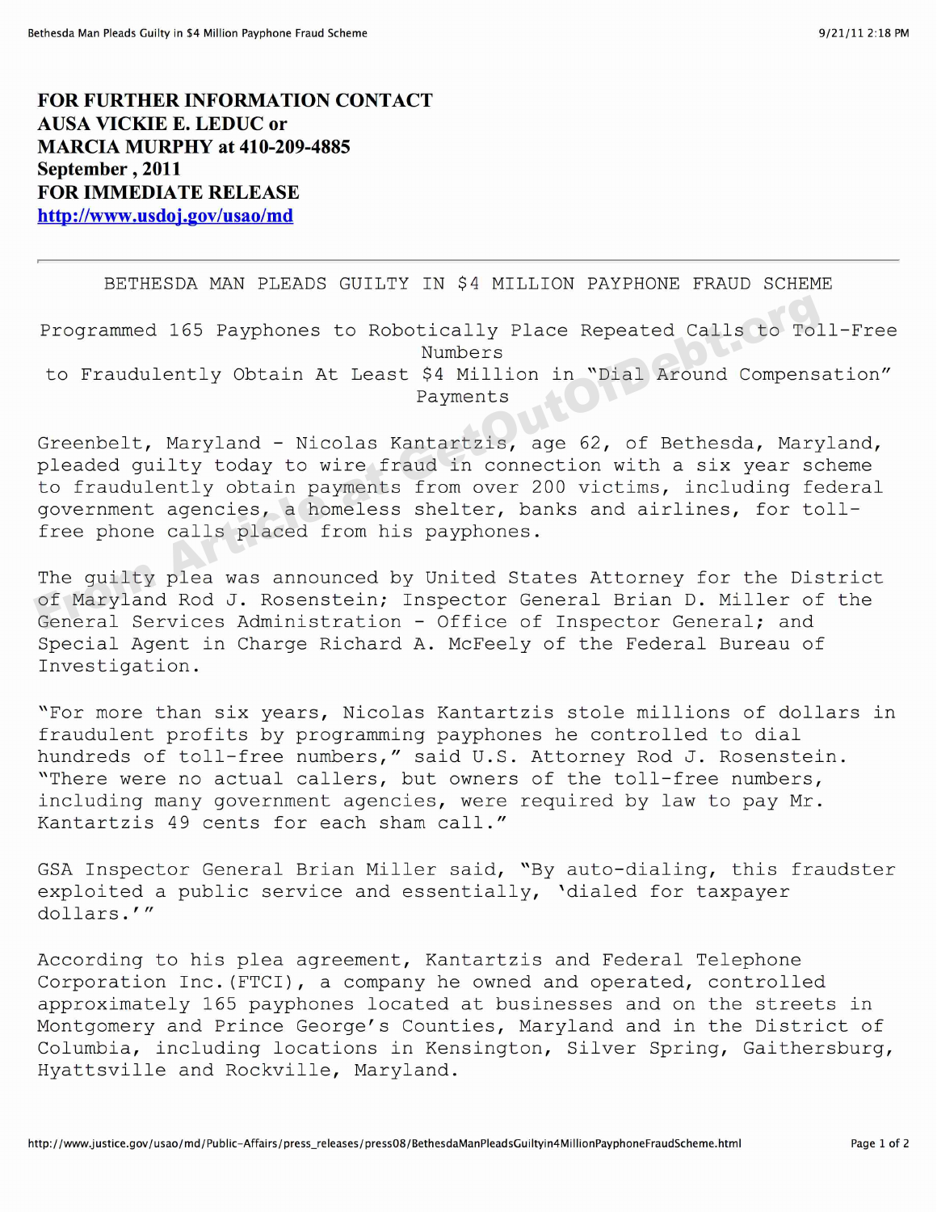**FOR FURTHER INFORMATION CONTACT**
**AUSA VICKIE E. LEDUC or**
**MARCIA MURPHY at 410-209-4885**
**September , 2011**
**FOR IMMEDIATE RELEASE**
**[http://www.usdoj.gov/usao/md](http://www.usdoj.gov/usao/md)**

---

# BETHESDA MAN PLEADS GUILTY IN $4 MILLION PAYPHONE FRAUD SCHEME

## Programmed 165 Payphones to Robotically Place Repeated Calls to Toll-Free Numbers to Fraudulently Obtain At Least $4 Million in "Dial Around Compensation" Payments

Greenbelt, Maryland - Nicolas Kantartzis, age 62, of Bethesda, Maryland, pleaded guilty today to wire fraud in connection with a six year scheme to fraudulently obtain payments from over 200 victims, including federal government agencies, a homeless shelter, banks and airlines, for toll-free phone calls placed from his payphones.

The guilty plea was announced by United States Attorney for the District of Maryland Rod J. Rosenstein; Inspector General Brian D. Miller of the General Services Administration - Office of Inspector General; and Special Agent in Charge Richard A. McFeely of the Federal Bureau of Investigation.

"For more than six years, Nicolas Kantartzis stole millions of dollars in fraudulent profits by programming payphones he controlled to dial hundreds of toll-free numbers," said U.S. Attorney Rod J. Rosenstein. "There were no actual callers, but owners of the toll-free numbers, including many government agencies, were required by law to pay Mr. Kantartzis 49 cents for each sham call."

GSA Inspector General Brian Miller said, "By auto-dialing, this fraudster exploited a public service and essentially, 'dialed for taxpayer dollars.'"

According to his plea agreement, Kantartzis and Federal Telephone Corporation Inc.(FTCI), a company he owned and operated, controlled approximately 165 payphones located at businesses and on the streets in Montgomery and Prince George's Counties, Maryland and in the District of Columbia, including locations in Kensington, Silver Spring, Gaithersburg, Hyattsville and Rockville, Maryland.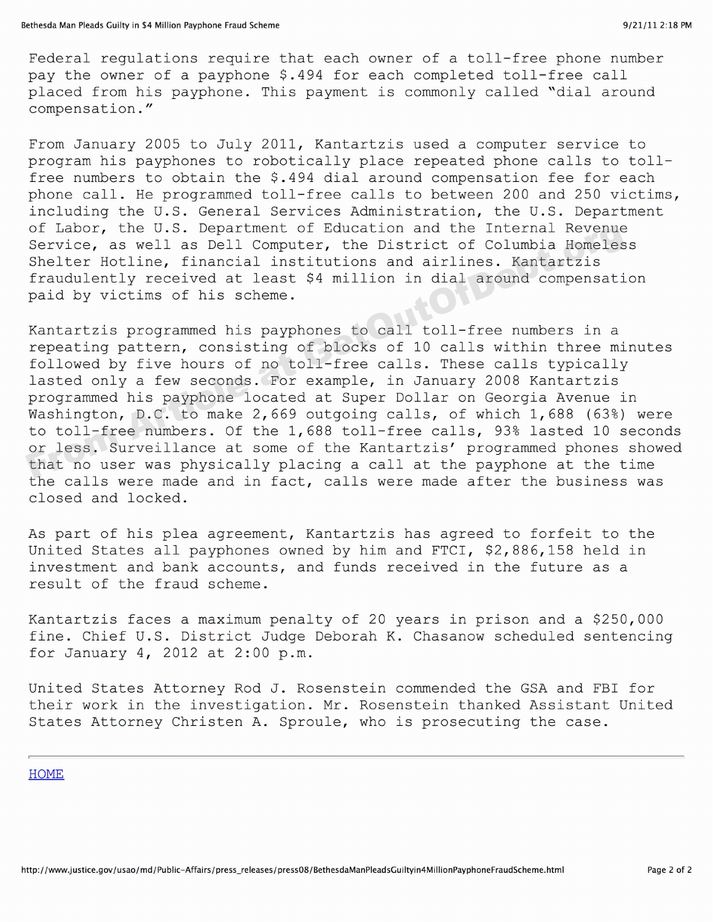Federal regulations require that each owner of a toll-free phone number pay the owner of a payphone $.494 for each completed toll-free call placed from his payphone. This payment is commonly called "dial around compensation."

From January 2005 to July 2011, Kantartzis used a computer service to program his payphones to robotically place repeated phone calls to toll-free numbers to obtain the $.494 dial around compensation fee for each phone call. He programmed toll-free calls to between 200 and 250 victims, including the U.S. General Services Administration, the U.S. Department of Labor, the U.S. Department of Education and the Internal Revenue Service, as well as Dell Computer, the District of Columbia Homeless Shelter Hotline, financial institutions and airlines. Kantartzis fraudulently received at least $4 million in dial around compensation paid by victims of his scheme.

Kantartzis programmed his payphones to call toll-free numbers in a repeating pattern, consisting of blocks of 10 calls within three minutes followed by five hours of no toll-free calls. These calls typically lasted only a few seconds. For example, in January 2008 Kantartzis programmed his payphone located at Super Dollar on Georgia Avenue in Washington, D.C. to make 2,669 outgoing calls, of which 1,688 (63%) were to toll-free numbers. Of the 1,688 toll-free calls, 93% lasted 10 seconds or less. Surveillance at some of the Kantartzis' programmed phones showed that no user was physically placing a call at the payphone at the time the calls were made and in fact, calls were made after the business was closed and locked.

As part of his plea agreement, Kantartzis has agreed to forfeit to the United States all payphones owned by him and FTCI, $2,886,158 held in investment and bank accounts, and funds received in the future as a result of the fraud scheme.

Kantartzis faces a maximum penalty of 20 years in prison and a $250,000 fine. Chief U.S. District Judge Deborah K. Chasanow scheduled sentencing for January 4, 2012 at 2:00 p.m.

United States Attorney Rod J. Rosenstein commended the GSA and FBI for their work in the investigation. Mr. Rosenstein thanked Assistant United States Attorney Christen A. Sproule, who is prosecuting the case.

---

HOME